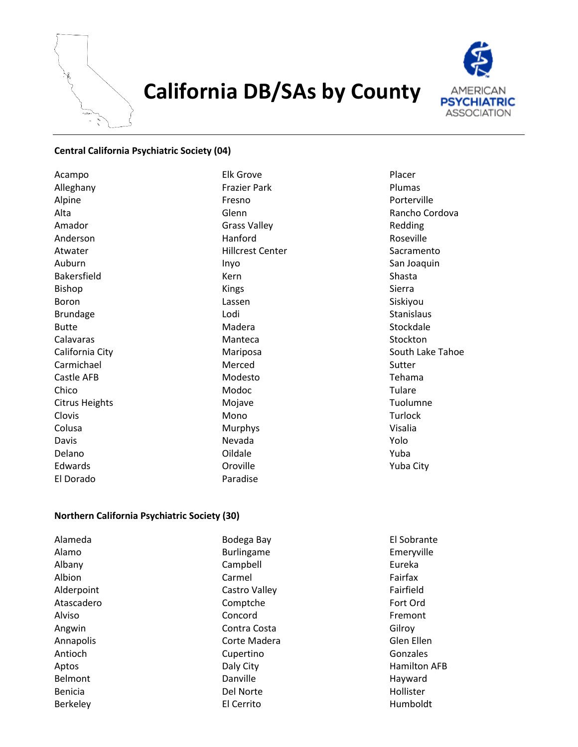# California DB/SAs by County

**Central California Psychiatric Society (04)**

Acampo
Alleghany
Alpine
Alta
Amador
Anderson
Atwater
Auburn
Bakersfield
Bishop
Boron
Brundage
Butte
Calavaras
California City
Carmichael
Castle AFB
Chico
Citrus Heights
Clovis
Colusa
Davis
Delano
Edwards
El Dorado
Elk Grove
Frazier Park
Fresno
Glenn
Grass Valley
Hanford
Hillcrest Center
Inyo
Kern
Kings
Lassen
Lodi
Madera
Manteca
Mariposa
Merced
Modesto
Modoc
Mojave
Mono
Murphys
Nevada
Oildale
Oroville
Paradise
Placer
Plumas
Porterville
Rancho Cordova
Redding
Roseville
Sacramento
San Joaquin
Shasta
Sierra
Siskiyou
Stanislaus
Stockdale
Stockton
South Lake Tahoe
Sutter
Tehama
Tulare
Tuolumne
Turlock
Visalia
Yolo
Yuba
Yuba City

**Northern California Psychiatric Society (30)**

Alameda
Alamo
Albany
Albion
Alderpoint
Atascadero
Alviso
Angwin
Annapolis
Antioch
Aptos
Belmont
Benicia
Berkeley
Bodega Bay
Burlingame
Campbell
Carmel
Castro Valley
Comptche
Concord
Contra Costa
Corte Madera
Cupertino
Daly City
Danville
Del Norte
El Cerrito
El Sobrante
Emeryville
Eureka
Fairfax
Fairfield
Fort Ord
Fremont
Gilroy
Glen Ellen
Gonzales
Hamilton AFB
Hayward
Hollister
Humboldt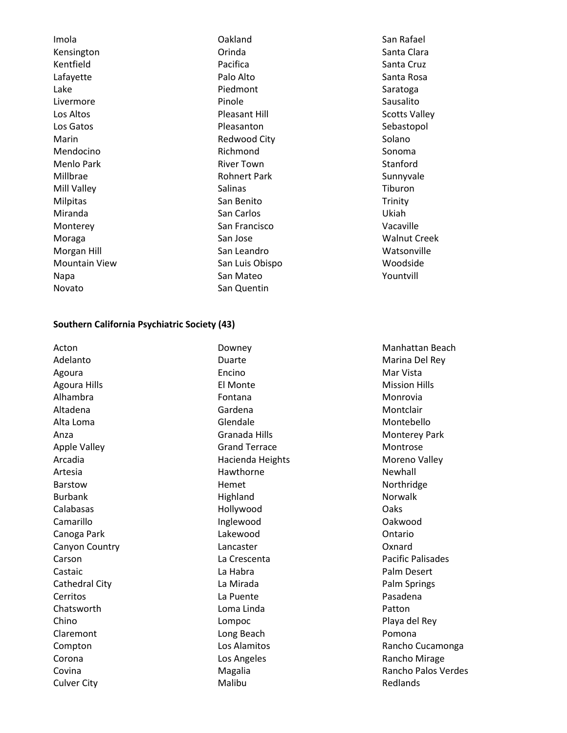Imola
Kensington
Kentfield
Lafayette
Lake
Livermore
Los Altos
Los Gatos
Marin
Mendocino
Menlo Park
Millbrae
Mill Valley
Milpitas
Miranda
Monterey
Moraga
Morgan Hill
Mountain View
Napa
Novato
Oakland
Orinda
Pacifica
Palo Alto
Piedmont
Pinole
Pleasant Hill
Pleasanton
Redwood City
Richmond
River Town
Rohnert Park
Salinas
San Benito
San Carlos
San Francisco
San Jose
San Leandro
San Luis Obispo
San Mateo
San Quentin
San Rafael
Santa Clara
Santa Cruz
Santa Rosa
Saratoga
Sausalito
Scotts Valley
Sebastopol
Solano
Sonoma
Stanford
Sunnyvale
Tiburon
Trinity
Ukiah
Vacaville
Walnut Creek
Watsonville
Woodside
Yountvill

**Southern California Psychiatric Society (43)**

Acton
Adelanto
Agoura
Agoura Hills
Alhambra
Altadena
Alta Loma
Anza
Apple Valley
Arcadia
Artesia
Barstow
Burbank
Calabasas
Camarillo
Canoga Park
Canyon Country
Carson
Castaic
Cathedral City
Cerritos
Chatsworth
Chino
Claremont
Compton
Corona
Covina
Culver City
Downey
Duarte
Encino
El Monte
Fontana
Gardena
Glendale
Granada Hills
Grand Terrace
Hacienda Heights
Hawthorne
Hemet
Highland
Hollywood
Inglewood
Lakewood
Lancaster
La Crescenta
La Habra
La Mirada
La Puente
Loma Linda
Lompoc
Long Beach
Los Alamitos
Los Angeles
Magalia
Malibu
Manhattan Beach
Marina Del Rey
Mar Vista
Mission Hills
Monrovia
Montclair
Montebello
Monterey Park
Montrose
Moreno Valley
Newhall
Northridge
Norwalk
Oaks
Oakwood
Ontario
Oxnard
Pacific Palisades
Palm Desert
Palm Springs
Pasadena
Patton
Playa del Rey
Pomona
Rancho Cucamonga
Rancho Mirage
Rancho Palos Verdes
Redlands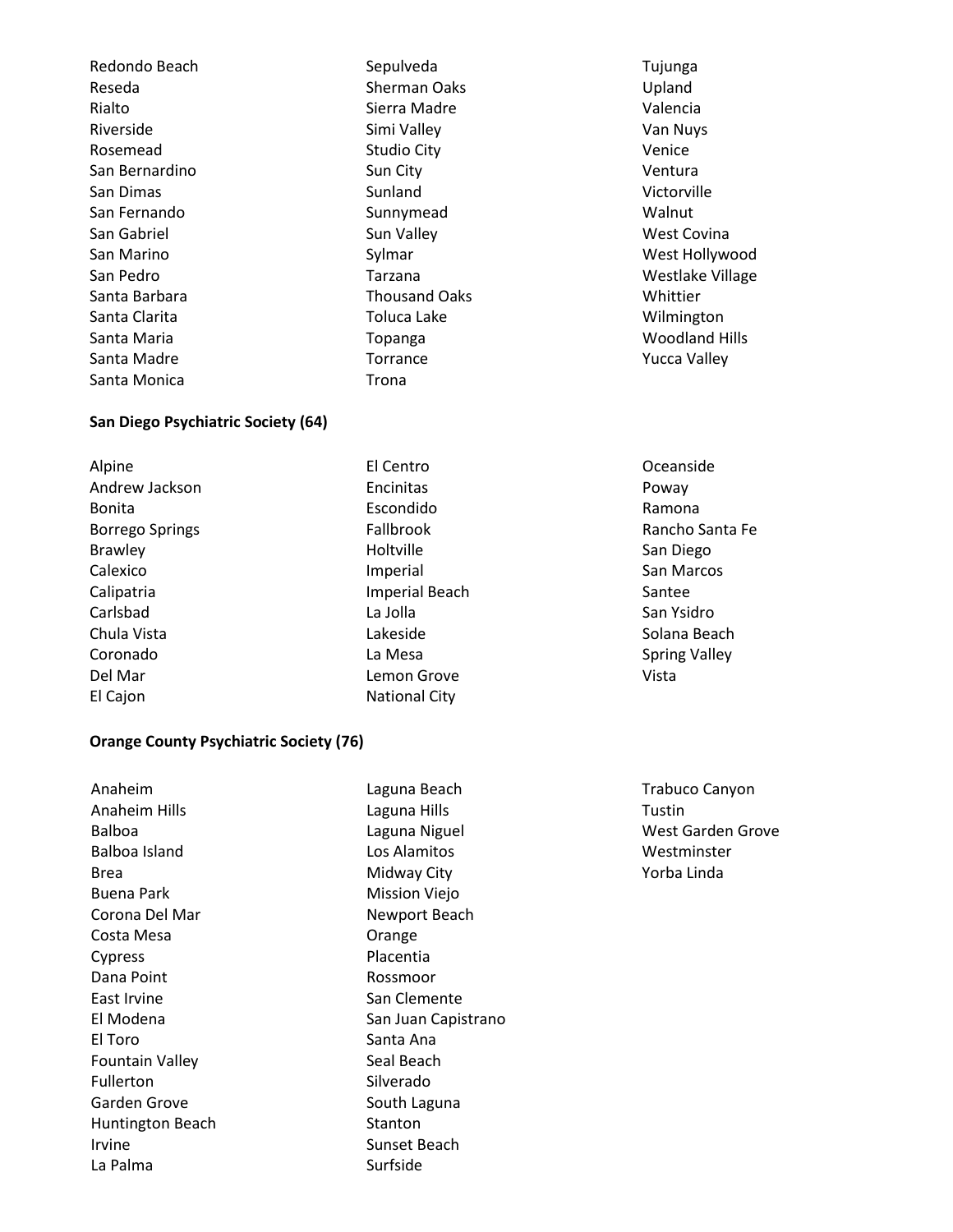Redondo Beach
Reseda
Rialto
Riverside
Rosemead
San Bernardino
San Dimas
San Fernando
San Gabriel
San Marino
San Pedro
Santa Barbara
Santa Clarita
Santa Maria
Santa Madre
Santa Monica
Sepulveda
Sherman Oaks
Sierra Madre
Simi Valley
Studio City
Sun City
Sunland
Sunnymead
Sun Valley
Sylmar
Tarzana
Thousand Oaks
Toluca Lake
Topanga
Torrance
Trona
Tujunga
Upland
Valencia
Van Nuys
Venice
Ventura
Victorville
Walnut
West Covina
West Hollywood
Westlake Village
Whittier
Wilmington
Woodland Hills
Yucca Valley

**San Diego Psychiatric Society (64)**

Alpine
Andrew Jackson
Bonita
Borrego Springs
Brawley
Calexico
Calipatria
Carlsbad
Chula Vista
Coronado
Del Mar
El Cajon
El Centro
Encinitas
Escondido
Fallbrook
Holtville
Imperial
Imperial Beach
La Jolla
Lakeside
La Mesa
Lemon Grove
National City
Oceanside
Poway
Ramona
Rancho Santa Fe
San Diego
San Marcos
Santee
San Ysidro
Solana Beach
Spring Valley
Vista

**Orange County Psychiatric Society (76)**

Anaheim
Anaheim Hills
Balboa
Balboa Island
Brea
Buena Park
Corona Del Mar
Costa Mesa
Cypress
Dana Point
East Irvine
El Modena
El Toro
Fountain Valley
Fullerton
Garden Grove
Huntington Beach
Irvine
La Palma
Laguna Beach
Laguna Hills
Laguna Niguel
Los Alamitos
Midway City
Mission Viejo
Newport Beach
Orange
Placentia
Rossmoor
San Clemente
San Juan Capistrano
Santa Ana
Seal Beach
Silverado
South Laguna
Stanton
Sunset Beach
Surfside
Trabuco Canyon
Tustin
West Garden Grove
Westminster
Yorba Linda